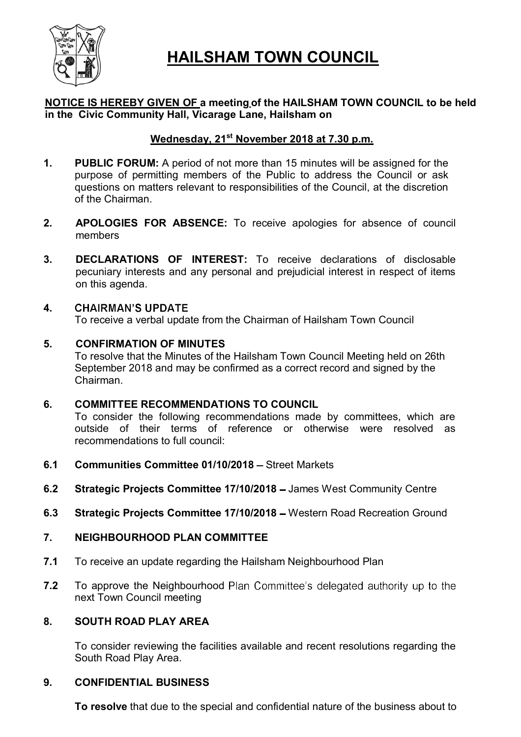# HAILSHAM TOWN COUNCIL

**NOTICE IS HEREBY GIVEN OF a meeting of the HAILSHAM TOWN COUNCIL to be held in the Civic Community Hall, Vicarage Lane, Hailsham on**

**Wednesday, 21st November 2018 at 7.30 p.m.**

**1. PUBLIC FORUM:** A period of not more than 15 minutes will be assigned for the purpose of permitting members of the Public to address the Council or ask questions on matters relevant to responsibilities of the Council, at the discretion of the Chairman.

**2. APOLOGIES FOR ABSENCE:** To receive apologies for absence of council members

**3. DECLARATIONS OF INTEREST:** To receive declarations of disclosable pecuniary interests and any personal and prejudicial interest in respect of items on this agenda.

**4. CHAIRMAN'S UPDATE**

To receive a verbal update from the Chairman of Hailsham Town Council

**5. CONFIRMATION OF MINUTES**

To resolve that the Minutes of the Hailsham Town Council Meeting held on 26th September 2018 and may be confirmed as a correct record and signed by the Chairman.

**6. COMMITTEE RECOMMENDATIONS TO COUNCIL**

To consider the following recommendations made by committees, which are outside of their terms of reference or otherwise were resolved as recommendations to full council:

**6.1 Communities Committee 01/10/2018** – Street Markets

**6.2 Strategic Projects Committee 17/10/2018** – James West Community Centre

**6.3 Strategic Projects Committee 17/10/2018** – Western Road Recreation Ground

**7. NEIGHBOURHOOD PLAN COMMITTEE**

**7.1** To receive an update regarding the Hailsham Neighbourhood Plan

**7.2** To approve the Neighbourhood Plan Committee's delegated authority up to the next Town Council meeting

**8. SOUTH ROAD PLAY AREA**

To consider reviewing the facilities available and recent resolutions regarding the South Road Play Area.

**9. CONFIDENTIAL BUSINESS**

**To resolve** that due to the special and confidential nature of the business about to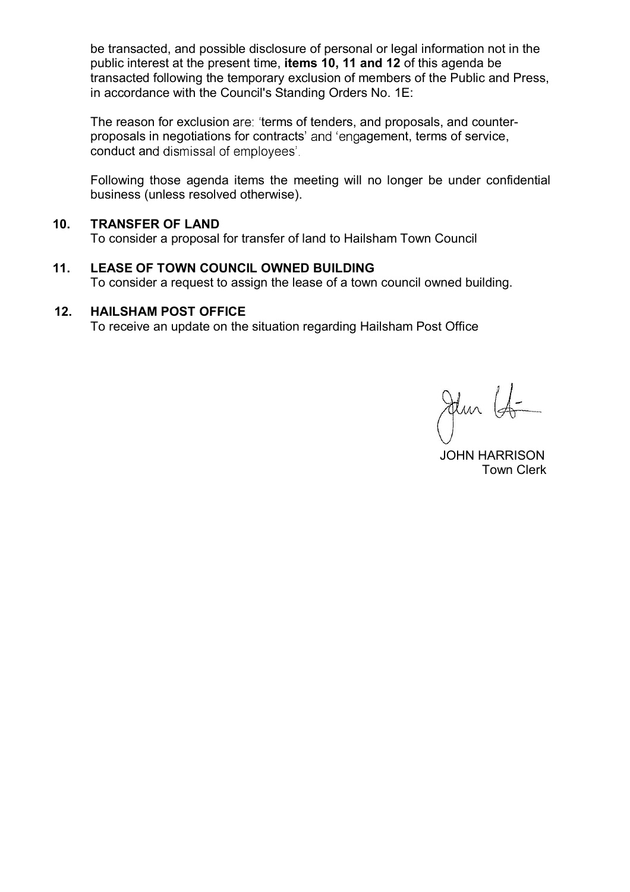be transacted, and possible disclosure of personal or legal information not in the public interest at the present time, **items 10, 11 and 12** of this agenda be transacted following the temporary exclusion of members of the Public and Press, in accordance with the Council's Standing Orders No. 1E:

The reason for exclusion are: 'terms of tenders, and proposals, and counter-proposals in negotiations for contracts' and 'engagement, terms of service, conduct and dismissal of employees'.

Following those agenda items the meeting will no longer be under confidential business (unless resolved otherwise).

**10. TRANSFER OF LAND**

To consider a proposal for transfer of land to Hailsham Town Council

**11. LEASE OF TOWN COUNCIL OWNED BUILDING**

To consider a request to assign the lease of a town council owned building.

**12. HAILSHAM POST OFFICE**

To receive an update on the situation regarding Hailsham Post Office

JOHN HARRISON
Town Clerk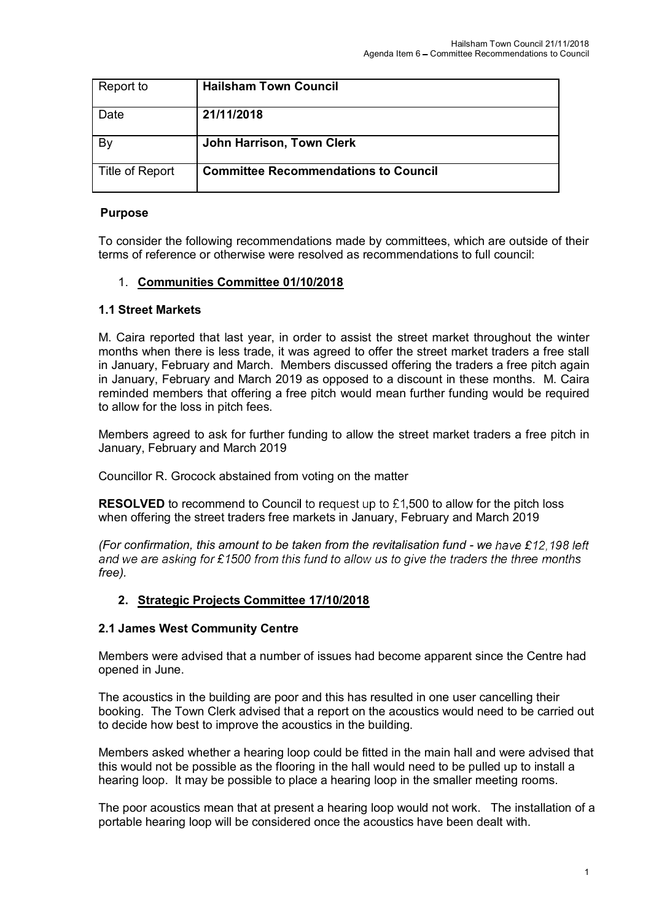| Report to | **Hailsham Town Council** |
|---|---|
| Date | **21/11/2018** |
| By | **John Harrison, Town Clerk** |
| Title of Report | **Committee Recommendations to Council** |

**Purpose**

To consider the following recommendations made by committees, which are outside of their terms of reference or otherwise were resolved as recommendations to full council:

1. **Communities Committee 01/10/2018**

### 1.1 Street Markets

M. Caira reported that last year, in order to assist the street market throughout the winter months when there is less trade, it was agreed to offer the street market traders a free stall in January, February and March. Members discussed offering the traders a free pitch again in January, February and March 2019 as opposed to a discount in these months. M. Caira reminded members that offering a free pitch would mean further funding would be required to allow for the loss in pitch fees.

Members agreed to ask for further funding to allow the street market traders a free pitch in January, February and March 2019

Councillor R. Grocock abstained from voting on the matter

**RESOLVED** to recommend to Council to request up to £1,500 to allow for the pitch loss when offering the street traders free markets in January, February and March 2019

*(For confirmation, this amount to be taken from the revitalisation fund - we have £12,198 left and we are asking for £1500 from this fund to allow us to give the traders the three months free).*

2. **Strategic Projects Committee 17/10/2018**

### 2.1 James West Community Centre

Members were advised that a number of issues had become apparent since the Centre had opened in June.

The acoustics in the building are poor and this has resulted in one user cancelling their booking. The Town Clerk advised that a report on the acoustics would need to be carried out to decide how best to improve the acoustics in the building.

Members asked whether a hearing loop could be fitted in the main hall and were advised that this would not be possible as the flooring in the hall would need to be pulled up to install a hearing loop. It may be possible to place a hearing loop in the smaller meeting rooms.

The poor acoustics mean that at present a hearing loop would not work. The installation of a portable hearing loop will be considered once the acoustics have been dealt with.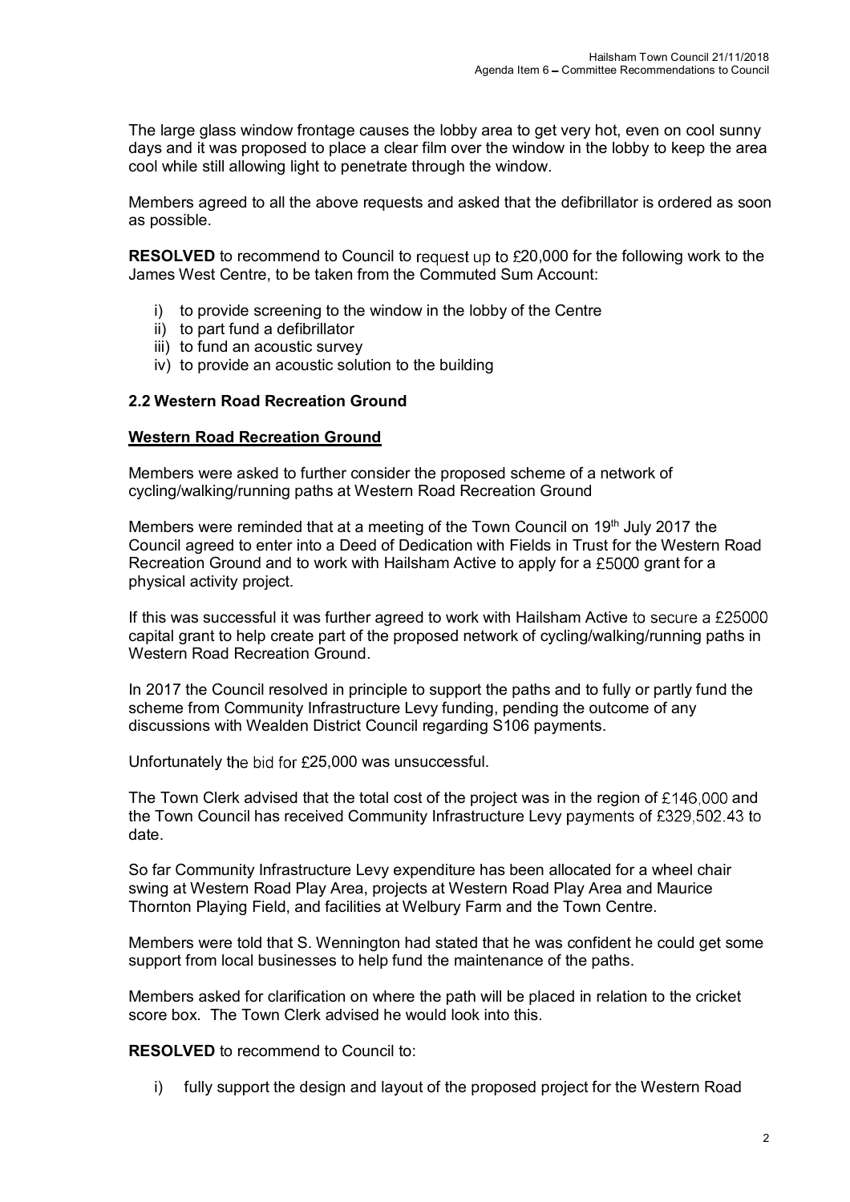The large glass window frontage causes the lobby area to get very hot, even on cool sunny days and it was proposed to place a clear film over the window in the lobby to keep the area cool while still allowing light to penetrate through the window.

Members agreed to all the above requests and asked that the defibrillator is ordered as soon as possible.

**RESOLVED** to recommend to Council to request up to £20,000 for the following work to the James West Centre, to be taken from the Commuted Sum Account:

i) to provide screening to the window in the lobby of the Centre
ii) to part fund a defibrillator
iii) to fund an acoustic survey
iv) to provide an acoustic solution to the building

### 2.2 Western Road Recreation Ground

**Western Road Recreation Ground**

Members were asked to further consider the proposed scheme of a network of cycling/walking/running paths at Western Road Recreation Ground

Members were reminded that at a meeting of the Town Council on 19th July 2017 the Council agreed to enter into a Deed of Dedication with Fields in Trust for the Western Road Recreation Ground and to work with Hailsham Active to apply for a £5000 grant for a physical activity project.

If this was successful it was further agreed to work with Hailsham Active to secure a £25000 capital grant to help create part of the proposed network of cycling/walking/running paths in Western Road Recreation Ground.

In 2017 the Council resolved in principle to support the paths and to fully or partly fund the scheme from Community Infrastructure Levy funding, pending the outcome of any discussions with Wealden District Council regarding S106 payments.

Unfortunately the bid for £25,000 was unsuccessful.

The Town Clerk advised that the total cost of the project was in the region of £146,000 and the Town Council has received Community Infrastructure Levy payments of £329,502.43 to date.

So far Community Infrastructure Levy expenditure has been allocated for a wheel chair swing at Western Road Play Area, projects at Western Road Play Area and Maurice Thornton Playing Field, and facilities at Welbury Farm and the Town Centre.

Members were told that S. Wennington had stated that he was confident he could get some support from local businesses to help fund the maintenance of the paths.

Members asked for clarification on where the path will be placed in relation to the cricket score box. The Town Clerk advised he would look into this.

**RESOLVED** to recommend to Council to:

i) fully support the design and layout of the proposed project for the Western Road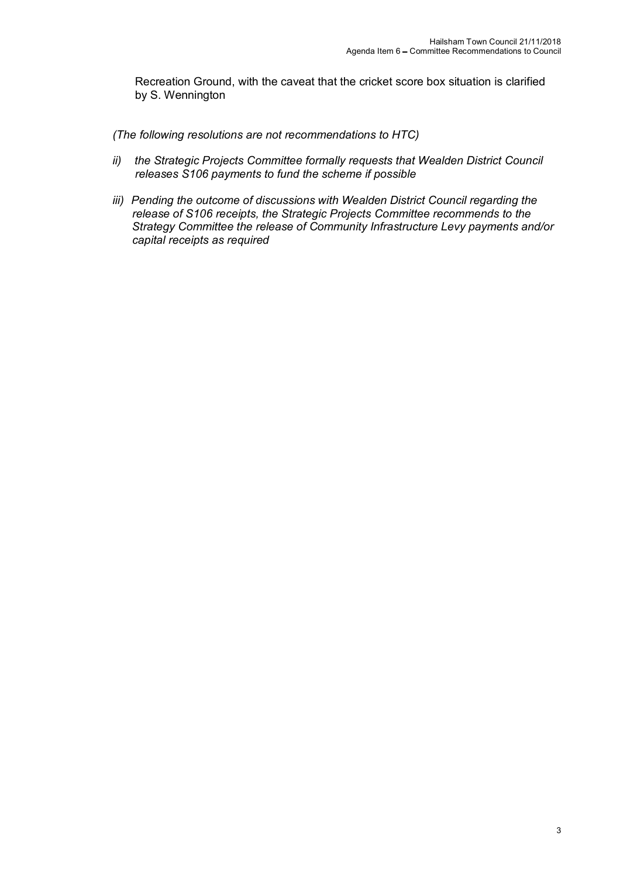Recreation Ground, with the caveat that the cricket score box situation is clarified by S. Wennington

*(The following resolutions are not recommendations to HTC)*

*ii) the Strategic Projects Committee formally requests that Wealden District Council releases S106 payments to fund the scheme if possible*

*iii) Pending the outcome of discussions with Wealden District Council regarding the release of S106 receipts, the Strategic Projects Committee recommends to the Strategy Committee the release of Community Infrastructure Levy payments and/or capital receipts as required*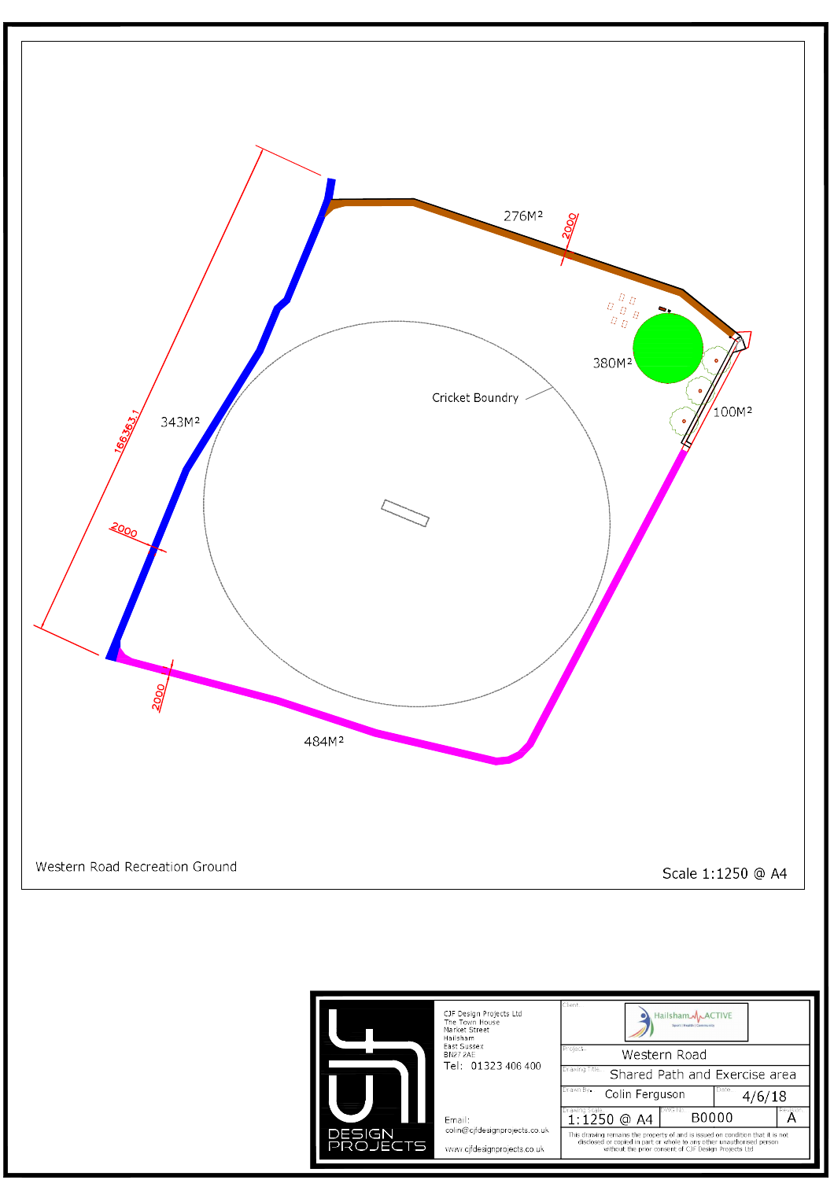276M²

2000

380M²

100M²

343M²

Cricket Boundry

166363.1

2000

2000

484M²

Western Road Recreation Ground

Scale 1:1250 @ A4

DESIGN PROJECTS

CJF Design Projects Ltd
The Town House
Market Street
Hailsham
East Sussex
BN27 2AE

Tel: 01323 406 400

Email:
colin@cjfdesignprojects.co.uk

www.cjfdesignprojects.co.uk

| | |
|---|---|
| Client: | Hailsham ACTIVE |
| Project: | Western Road |
| Drawing Title: | Shared Path and Exercise area |
| Drawn By: | Colin Ferguson |
| Date: | 4/6/18 |
| Drawing Scale: | 1:1250 @ A4 |
| DWG No: | B0000 |
| Revision: | A |

This drawing remains the property of and is issued on condition that it is not disclosed or copied in part or whole to any other unauthorised person without the prior consent of CJF Design Projects Ltd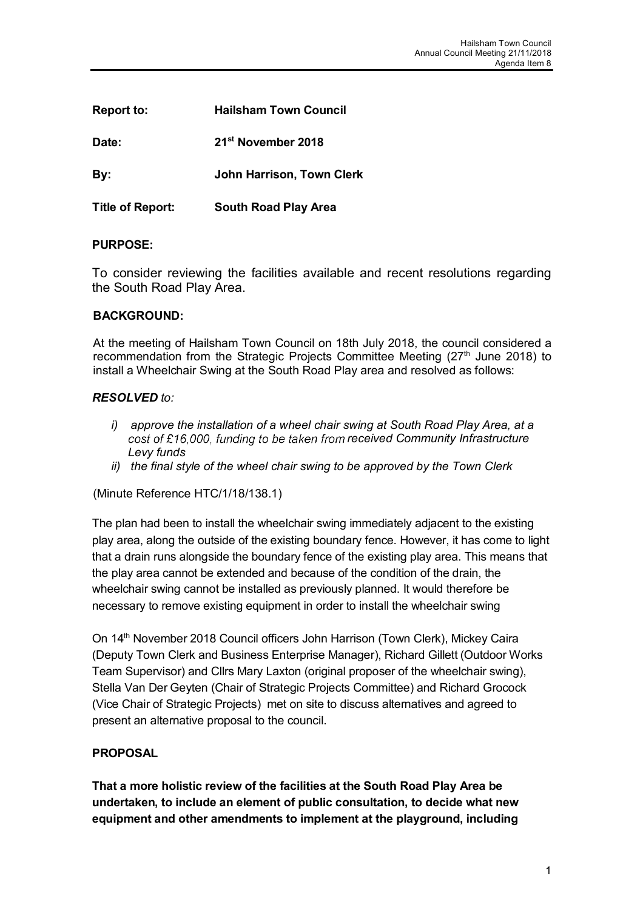| | |
|---|---|
| **Report to:** | **Hailsham Town Council** |
| **Date:** | **21st November 2018** |
| **By:** | **John Harrison, Town Clerk** |
| **Title of Report:** | **South Road Play Area** |

**PURPOSE:**

To consider reviewing the facilities available and recent resolutions regarding the South Road Play Area.

**BACKGROUND:**

At the meeting of Hailsham Town Council on 18th July 2018, the council considered a recommendation from the Strategic Projects Committee Meeting (27th June 2018) to install a Wheelchair Swing at the South Road Play area and resolved as follows:

***RESOLVED** to:*

*i) approve the installation of a wheel chair swing at South Road Play Area, at a cost of £16,000, funding to be taken from received Community Infrastructure Levy funds*

*ii) the final style of the wheel chair swing to be approved by the Town Clerk*

(Minute Reference HTC/1/18/138.1)

The plan had been to install the wheelchair swing immediately adjacent to the existing play area, along the outside of the existing boundary fence. However, it has come to light that a drain runs alongside the boundary fence of the existing play area. This means that the play area cannot be extended and because of the condition of the drain, the wheelchair swing cannot be installed as previously planned. It would therefore be necessary to remove existing equipment in order to install the wheelchair swing

On 14th November 2018 Council officers John Harrison (Town Clerk), Mickey Caira (Deputy Town Clerk and Business Enterprise Manager), Richard Gillett (Outdoor Works Team Supervisor) and Cllrs Mary Laxton (original proposer of the wheelchair swing), Stella Van Der Geyten (Chair of Strategic Projects Committee) and Richard Grocock (Vice Chair of Strategic Projects) met on site to discuss alternatives and agreed to present an alternative proposal to the council.

**PROPOSAL**

**That a more holistic review of the facilities at the South Road Play Area be undertaken, to include an element of public consultation, to decide what new equipment and other amendments to implement at the playground, including**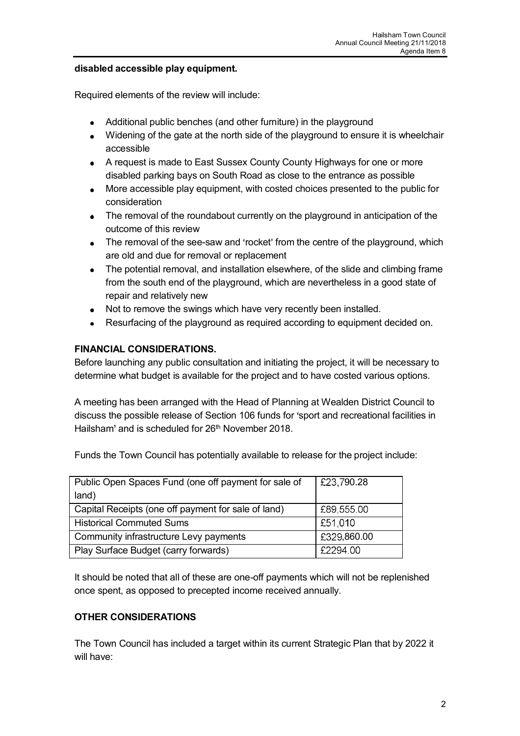**disabled accessible play equipment.**

Required elements of the review will include:

- Additional public benches (and other furniture) in the playground
- Widening of the gate at the north side of the playground to ensure it is wheelchair accessible
- A request is made to East Sussex County County Highways for one or more disabled parking bays on South Road as close to the entrance as possible
- More accessible play equipment, with costed choices presented to the public for consideration
- The removal of the roundabout currently on the playground in anticipation of the outcome of this review
- The removal of the see-saw and 'rocket' from the centre of the playground, which are old and due for removal or replacement
- The potential removal, and installation elsewhere, of the slide and climbing frame from the south end of the playground, which are nevertheless in a good state of repair and relatively new
- Not to remove the swings which have very recently been installed.
- Resurfacing of the playground as required according to equipment decided on.

**FINANCIAL CONSIDERATIONS.**

Before launching any public consultation and initiating the project, it will be necessary to determine what budget is available for the project and to have costed various options.

A meeting has been arranged with the Head of Planning at Wealden District Council to discuss the possible release of Section 106 funds for 'sport and recreational facilities in Hailsham' and is scheduled for 26th November 2018.

Funds the Town Council has potentially available to release for the project include:

| | |
|---|---|
| Public Open Spaces Fund (one off payment for sale of land) | £23,790.28 |
| Capital Receipts (one off payment for sale of land) | £89,555.00 |
| Historical Commuted Sums | £51,010 |
| Community infrastructure Levy payments | £329,860.00 |
| Play Surface Budget (carry forwards) | £2294.00 |

It should be noted that all of these are one-off payments which will not be replenished once spent, as opposed to precepted income received annually.

**OTHER CONSIDERATIONS**

The Town Council has included a target within its current Strategic Plan that by 2022 it will have: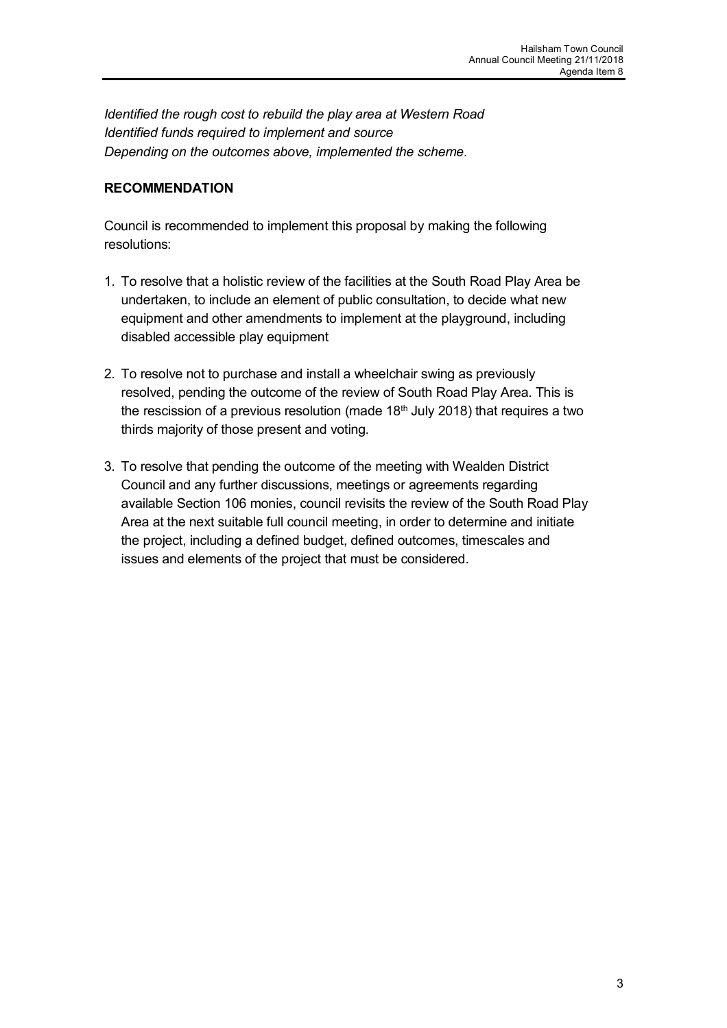*Identified the rough cost to rebuild the play area at Western Road*
*Identified funds required to implement and source*
*Depending on the outcomes above, implemented the scheme.*

**RECOMMENDATION**

Council is recommended to implement this proposal by making the following resolutions:

1. To resolve that a holistic review of the facilities at the South Road Play Area be undertaken, to include an element of public consultation, to decide what new equipment and other amendments to implement at the playground, including disabled accessible play equipment

2. To resolve not to purchase and install a wheelchair swing as previously resolved, pending the outcome of the review of South Road Play Area. This is the rescission of a previous resolution (made 18th July 2018) that requires a two thirds majority of those present and voting.

3. To resolve that pending the outcome of the meeting with Wealden District Council and any further discussions, meetings or agreements regarding available Section 106 monies, council revisits the review of the South Road Play Area at the next suitable full council meeting, in order to determine and initiate the project, including a defined budget, defined outcomes, timescales and issues and elements of the project that must be considered.